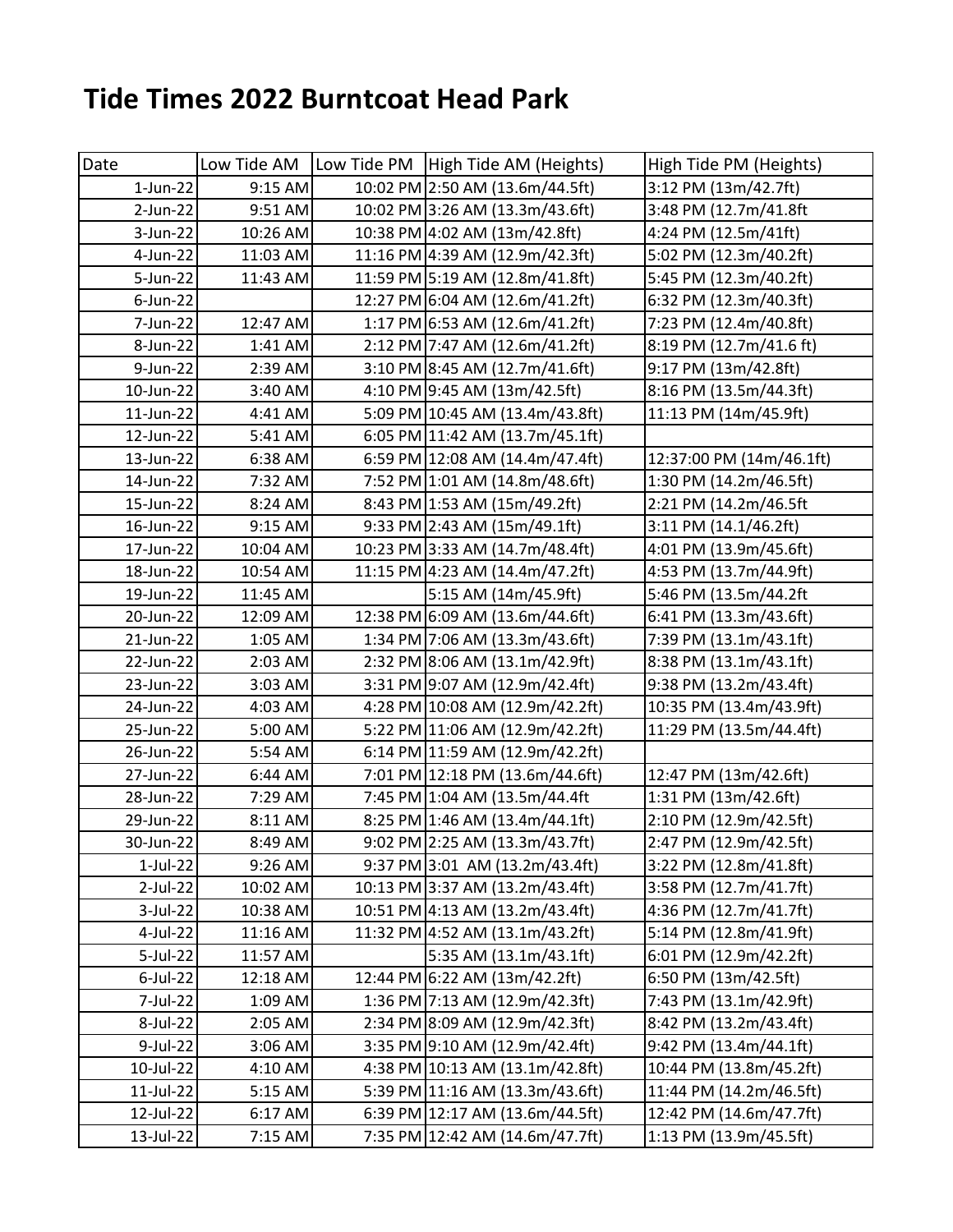# Tide Times 2022 Burntcoat Head Park

| Date | Low Tide AM | Low Tide PM | High Tide AM (Heights) | High Tide PM (Heights) |
|---|---|---|---|---|
| 1-Jun-22 | 9:15 AM | 10:02 PM | 2:50 AM (13.6m/44.5ft) | 3:12 PM (13m/42.7ft) |
| 2-Jun-22 | 9:51 AM | 10:02 PM | 3:26 AM (13.3m/43.6ft) | 3:48 PM (12.7m/41.8ft |
| 3-Jun-22 | 10:26 AM | 10:38 PM | 4:02 AM (13m/42.8ft) | 4:24 PM (12.5m/41ft) |
| 4-Jun-22 | 11:03 AM | 11:16 PM | 4:39 AM (12.9m/42.3ft) | 5:02 PM (12.3m/40.2ft) |
| 5-Jun-22 | 11:43 AM | 11:59 PM | 5:19 AM (12.8m/41.8ft) | 5:45 PM (12.3m/40.2ft) |
| 6-Jun-22 | | 12:27 PM | 6:04 AM (12.6m/41.2ft) | 6:32 PM (12.3m/40.3ft) |
| 7-Jun-22 | 12:47 AM | 1:17 PM | 6:53 AM (12.6m/41.2ft) | 7:23 PM (12.4m/40.8ft) |
| 8-Jun-22 | 1:41 AM | 2:12 PM | 7:47 AM (12.6m/41.2ft) | 8:19 PM (12.7m/41.6 ft) |
| 9-Jun-22 | 2:39 AM | 3:10 PM | 8:45 AM (12.7m/41.6ft) | 9:17 PM (13m/42.8ft) |
| 10-Jun-22 | 3:40 AM | 4:10 PM | 9:45 AM (13m/42.5ft) | 8:16 PM (13.5m/44.3ft) |
| 11-Jun-22 | 4:41 AM | 5:09 PM | 10:45 AM (13.4m/43.8ft) | 11:13 PM (14m/45.9ft) |
| 12-Jun-22 | 5:41 AM | 6:05 PM | 11:42 AM (13.7m/45.1ft) | |
| 13-Jun-22 | 6:38 AM | 6:59 PM | 12:08 AM (14.4m/47.4ft) | 12:37:00 PM (14m/46.1ft) |
| 14-Jun-22 | 7:32 AM | 7:52 PM | 1:01 AM (14.8m/48.6ft) | 1:30 PM (14.2m/46.5ft) |
| 15-Jun-22 | 8:24 AM | 8:43 PM | 1:53 AM (15m/49.2ft) | 2:21 PM (14.2m/46.5ft |
| 16-Jun-22 | 9:15 AM | 9:33 PM | 2:43 AM (15m/49.1ft) | 3:11 PM (14.1/46.2ft) |
| 17-Jun-22 | 10:04 AM | 10:23 PM | 3:33 AM (14.7m/48.4ft) | 4:01 PM (13.9m/45.6ft) |
| 18-Jun-22 | 10:54 AM | 11:15 PM | 4:23 AM (14.4m/47.2ft) | 4:53 PM (13.7m/44.9ft) |
| 19-Jun-22 | 11:45 AM | | 5:15 AM (14m/45.9ft) | 5:46 PM (13.5m/44.2ft |
| 20-Jun-22 | 12:09 AM | 12:38 PM | 6:09 AM (13.6m/44.6ft) | 6:41 PM (13.3m/43.6ft) |
| 21-Jun-22 | 1:05 AM | 1:34 PM | 7:06 AM (13.3m/43.6ft) | 7:39 PM (13.1m/43.1ft) |
| 22-Jun-22 | 2:03 AM | 2:32 PM | 8:06 AM (13.1m/42.9ft) | 8:38 PM (13.1m/43.1ft) |
| 23-Jun-22 | 3:03 AM | 3:31 PM | 9:07 AM (12.9m/42.4ft) | 9:38 PM (13.2m/43.4ft) |
| 24-Jun-22 | 4:03 AM | 4:28 PM | 10:08 AM (12.9m/42.2ft) | 10:35 PM (13.4m/43.9ft) |
| 25-Jun-22 | 5:00 AM | 5:22 PM | 11:06 AM (12.9m/42.2ft) | 11:29 PM (13.5m/44.4ft) |
| 26-Jun-22 | 5:54 AM | 6:14 PM | 11:59 AM (12.9m/42.2ft) | |
| 27-Jun-22 | 6:44 AM | 7:01 PM | 12:18 PM (13.6m/44.6ft) | 12:47 PM (13m/42.6ft) |
| 28-Jun-22 | 7:29 AM | 7:45 PM | 1:04 AM (13.5m/44.4ft | 1:31 PM (13m/42.6ft) |
| 29-Jun-22 | 8:11 AM | 8:25 PM | 1:46 AM (13.4m/44.1ft) | 2:10 PM (12.9m/42.5ft) |
| 30-Jun-22 | 8:49 AM | 9:02 PM | 2:25 AM (13.3m/43.7ft) | 2:47 PM (12.9m/42.5ft) |
| 1-Jul-22 | 9:26 AM | 9:37 PM | 3:01 AM (13.2m/43.4ft) | 3:22 PM (12.8m/41.8ft) |
| 2-Jul-22 | 10:02 AM | 10:13 PM | 3:37 AM (13.2m/43.4ft) | 3:58 PM (12.7m/41.7ft) |
| 3-Jul-22 | 10:38 AM | 10:51 PM | 4:13 AM (13.2m/43.4ft) | 4:36 PM (12.7m/41.7ft) |
| 4-Jul-22 | 11:16 AM | 11:32 PM | 4:52 AM (13.1m/43.2ft) | 5:14 PM (12.8m/41.9ft) |
| 5-Jul-22 | 11:57 AM | | 5:35 AM (13.1m/43.1ft) | 6:01 PM (12.9m/42.2ft) |
| 6-Jul-22 | 12:18 AM | 12:44 PM | 6:22 AM (13m/42.2ft) | 6:50 PM (13m/42.5ft) |
| 7-Jul-22 | 1:09 AM | 1:36 PM | 7:13 AM (12.9m/42.3ft) | 7:43 PM (13.1m/42.9ft) |
| 8-Jul-22 | 2:05 AM | 2:34 PM | 8:09 AM (12.9m/42.3ft) | 8:42 PM (13.2m/43.4ft) |
| 9-Jul-22 | 3:06 AM | 3:35 PM | 9:10 AM (12.9m/42.4ft) | 9:42 PM (13.4m/44.1ft) |
| 10-Jul-22 | 4:10 AM | 4:38 PM | 10:13 AM (13.1m/42.8ft) | 10:44 PM (13.8m/45.2ft) |
| 11-Jul-22 | 5:15 AM | 5:39 PM | 11:16 AM (13.3m/43.6ft) | 11:44 PM (14.2m/46.5ft) |
| 12-Jul-22 | 6:17 AM | 6:39 PM | 12:17 AM (13.6m/44.5ft) | 12:42 PM (14.6m/47.7ft) |
| 13-Jul-22 | 7:15 AM | 7:35 PM | 12:42 AM (14.6m/47.7ft) | 1:13 PM (13.9m/45.5ft) |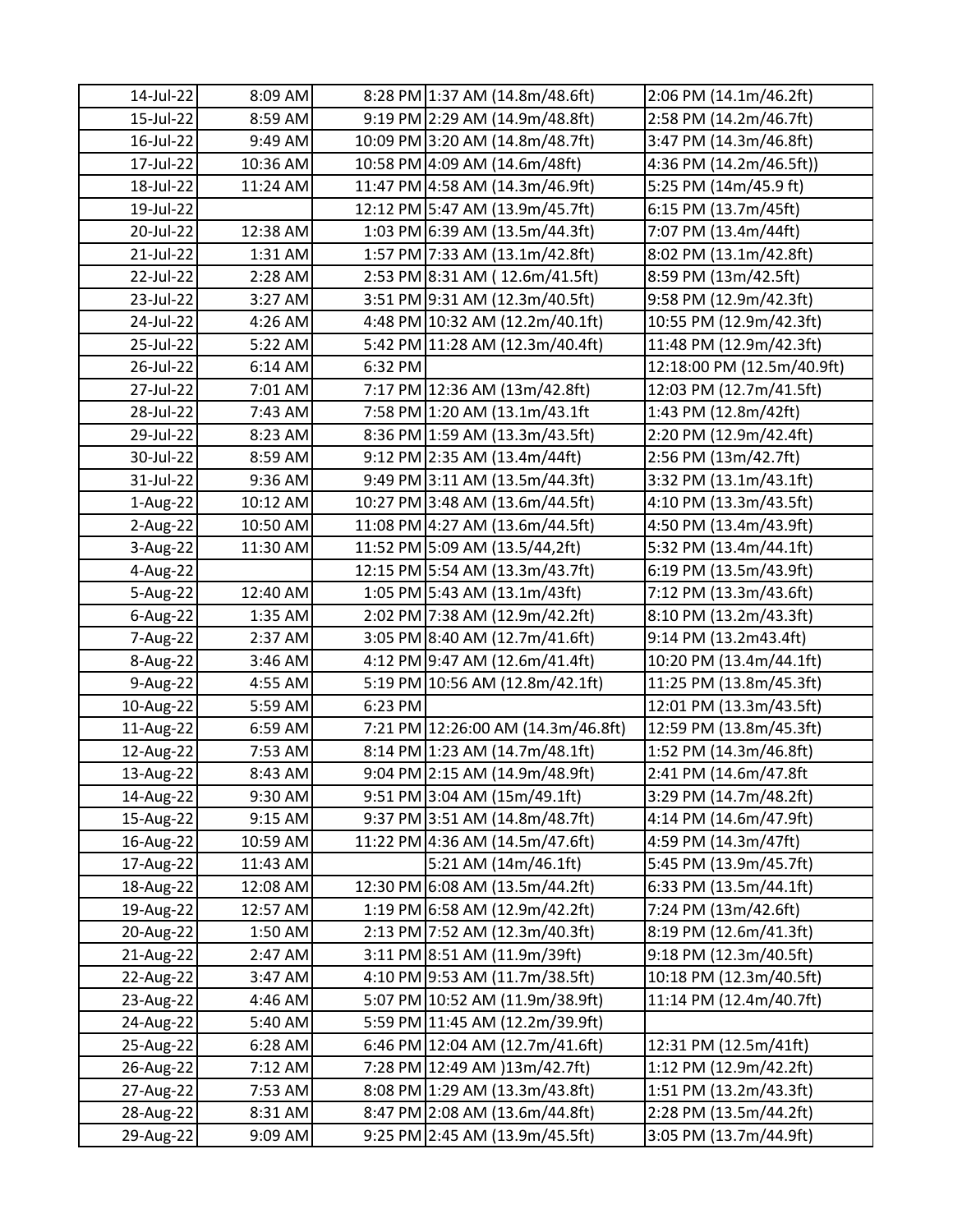| | | | | |
|---|---|---|---|---|
| 14-Jul-22 | 8:09 AM | 8:28 PM | 1:37 AM (14.8m/48.6ft) | 2:06 PM (14.1m/46.2ft) |
| 15-Jul-22 | 8:59 AM | 9:19 PM | 2:29 AM (14.9m/48.8ft) | 2:58 PM (14.2m/46.7ft) |
| 16-Jul-22 | 9:49 AM | 10:09 PM | 3:20 AM (14.8m/48.7ft) | 3:47 PM (14.3m/46.8ft) |
| 17-Jul-22 | 10:36 AM | 10:58 PM | 4:09 AM (14.6m/48ft) | 4:36 PM (14.2m/46.5ft)) |
| 18-Jul-22 | 11:24 AM | 11:47 PM | 4:58 AM (14.3m/46.9ft) | 5:25 PM (14m/45.9 ft) |
| 19-Jul-22 | | 12:12 PM | 5:47 AM (13.9m/45.7ft) | 6:15 PM (13.7m/45ft) |
| 20-Jul-22 | 12:38 AM | 1:03 PM | 6:39 AM (13.5m/44.3ft) | 7:07 PM (13.4m/44ft) |
| 21-Jul-22 | 1:31 AM | 1:57 PM | 7:33 AM (13.1m/42.8ft) | 8:02 PM (13.1m/42.8ft) |
| 22-Jul-22 | 2:28 AM | 2:53 PM | 8:31 AM ( 12.6m/41.5ft) | 8:59 PM (13m/42.5ft) |
| 23-Jul-22 | 3:27 AM | 3:51 PM | 9:31 AM (12.3m/40.5ft) | 9:58 PM (12.9m/42.3ft) |
| 24-Jul-22 | 4:26 AM | 4:48 PM | 10:32 AM (12.2m/40.1ft) | 10:55 PM (12.9m/42.3ft) |
| 25-Jul-22 | 5:22 AM | 5:42 PM | 11:28 AM (12.3m/40.4ft) | 11:48 PM (12.9m/42.3ft) |
| 26-Jul-22 | 6:14 AM | 6:32 PM | | 12:18:00 PM (12.5m/40.9ft) |
| 27-Jul-22 | 7:01 AM | 7:17 PM | 12:36 AM (13m/42.8ft) | 12:03 PM (12.7m/41.5ft) |
| 28-Jul-22 | 7:43 AM | 7:58 PM | 1:20 AM (13.1m/43.1ft | 1:43 PM (12.8m/42ft) |
| 29-Jul-22 | 8:23 AM | 8:36 PM | 1:59 AM (13.3m/43.5ft) | 2:20 PM (12.9m/42.4ft) |
| 30-Jul-22 | 8:59 AM | 9:12 PM | 2:35 AM (13.4m/44ft) | 2:56 PM (13m/42.7ft) |
| 31-Jul-22 | 9:36 AM | 9:49 PM | 3:11 AM (13.5m/44.3ft) | 3:32 PM (13.1m/43.1ft) |
| 1-Aug-22 | 10:12 AM | 10:27 PM | 3:48 AM (13.6m/44.5ft) | 4:10 PM (13.3m/43.5ft) |
| 2-Aug-22 | 10:50 AM | 11:08 PM | 4:27 AM (13.6m/44.5ft) | 4:50 PM (13.4m/43.9ft) |
| 3-Aug-22 | 11:30 AM | 11:52 PM | 5:09 AM (13.5m/44,2ft) | 5:32 PM (13.4m/44.1ft) |
| 4-Aug-22 | | 12:15 PM | 5:54 AM (13.3m/43.7ft) | 6:19 PM (13.5m/43.9ft) |
| 5-Aug-22 | 12:40 AM | 1:05 PM | 5:43 AM (13.1m/43ft) | 7:12 PM (13.3m/43.6ft) |
| 6-Aug-22 | 1:35 AM | 2:02 PM | 7:38 AM (12.9m/42.2ft) | 8:10 PM (13.2m/43.3ft) |
| 7-Aug-22 | 2:37 AM | 3:05 PM | 8:40 AM (12.7m/41.6ft) | 9:14 PM (13.2m43.4ft) |
| 8-Aug-22 | 3:46 AM | 4:12 PM | 9:47 AM (12.6m/41.4ft) | 10:20 PM (13.4m/44.1ft) |
| 9-Aug-22 | 4:55 AM | 5:19 PM | 10:56 AM (12.8m/42.1ft) | 11:25 PM (13.8m/45.3ft) |
| 10-Aug-22 | 5:59 AM | 6:23 PM | | 12:01 PM (13.3m/43.5ft) |
| 11-Aug-22 | 6:59 AM | 7:21 PM | 12:26:00 AM (14.3m/46.8ft) | 12:59 PM (13.8m/45.3ft) |
| 12-Aug-22 | 7:53 AM | 8:14 PM | 1:23 AM (14.7m/48.1ft) | 1:52 PM (14.3m/46.8ft) |
| 13-Aug-22 | 8:43 AM | 9:04 PM | 2:15 AM (14.9m/48.9ft) | 2:41 PM (14.6m/47.8ft |
| 14-Aug-22 | 9:30 AM | 9:51 PM | 3:04 AM (15m/49.1ft) | 3:29 PM (14.7m/48.2ft) |
| 15-Aug-22 | 9:15 AM | 9:37 PM | 3:51 AM (14.8m/48.7ft) | 4:14 PM (14.6m/47.9ft) |
| 16-Aug-22 | 10:59 AM | 11:22 PM | 4:36 AM (14.5m/47.6ft) | 4:59 PM (14.3m/47ft) |
| 17-Aug-22 | 11:43 AM | | 5:21 AM (14m/46.1ft) | 5:45 PM (13.9m/45.7ft) |
| 18-Aug-22 | 12:08 AM | 12:30 PM | 6:08 AM (13.5m/44.2ft) | 6:33 PM (13.5m/44.1ft) |
| 19-Aug-22 | 12:57 AM | 1:19 PM | 6:58 AM (12.9m/42.2ft) | 7:24 PM (13m/42.6ft) |
| 20-Aug-22 | 1:50 AM | 2:13 PM | 7:52 AM (12.3m/40.3ft) | 8:19 PM (12.6m/41.3ft) |
| 21-Aug-22 | 2:47 AM | 3:11 PM | 8:51 AM (11.9m/39ft) | 9:18 PM (12.3m/40.5ft) |
| 22-Aug-22 | 3:47 AM | 4:10 PM | 9:53 AM (11.7m/38.5ft) | 10:18 PM (12.3m/40.5ft) |
| 23-Aug-22 | 4:46 AM | 5:07 PM | 10:52 AM (11.9m/38.9ft) | 11:14 PM (12.4m/40.7ft) |
| 24-Aug-22 | 5:40 AM | 5:59 PM | 11:45 AM (12.2m/39.9ft) | |
| 25-Aug-22 | 6:28 AM | 6:46 PM | 12:04 AM (12.7m/41.6ft) | 12:31 PM (12.5m/41ft) |
| 26-Aug-22 | 7:12 AM | 7:28 PM | 12:49 AM )13m/42.7ft) | 1:12 PM (12.9m/42.2ft) |
| 27-Aug-22 | 7:53 AM | 8:08 PM | 1:29 AM (13.3m/43.8ft) | 1:51 PM (13.2m/43.3ft) |
| 28-Aug-22 | 8:31 AM | 8:47 PM | 2:08 AM (13.6m/44.8ft) | 2:28 PM (13.5m/44.2ft) |
| 29-Aug-22 | 9:09 AM | 9:25 PM | 2:45 AM (13.9m/45.5ft) | 3:05 PM (13.7m/44.9ft) |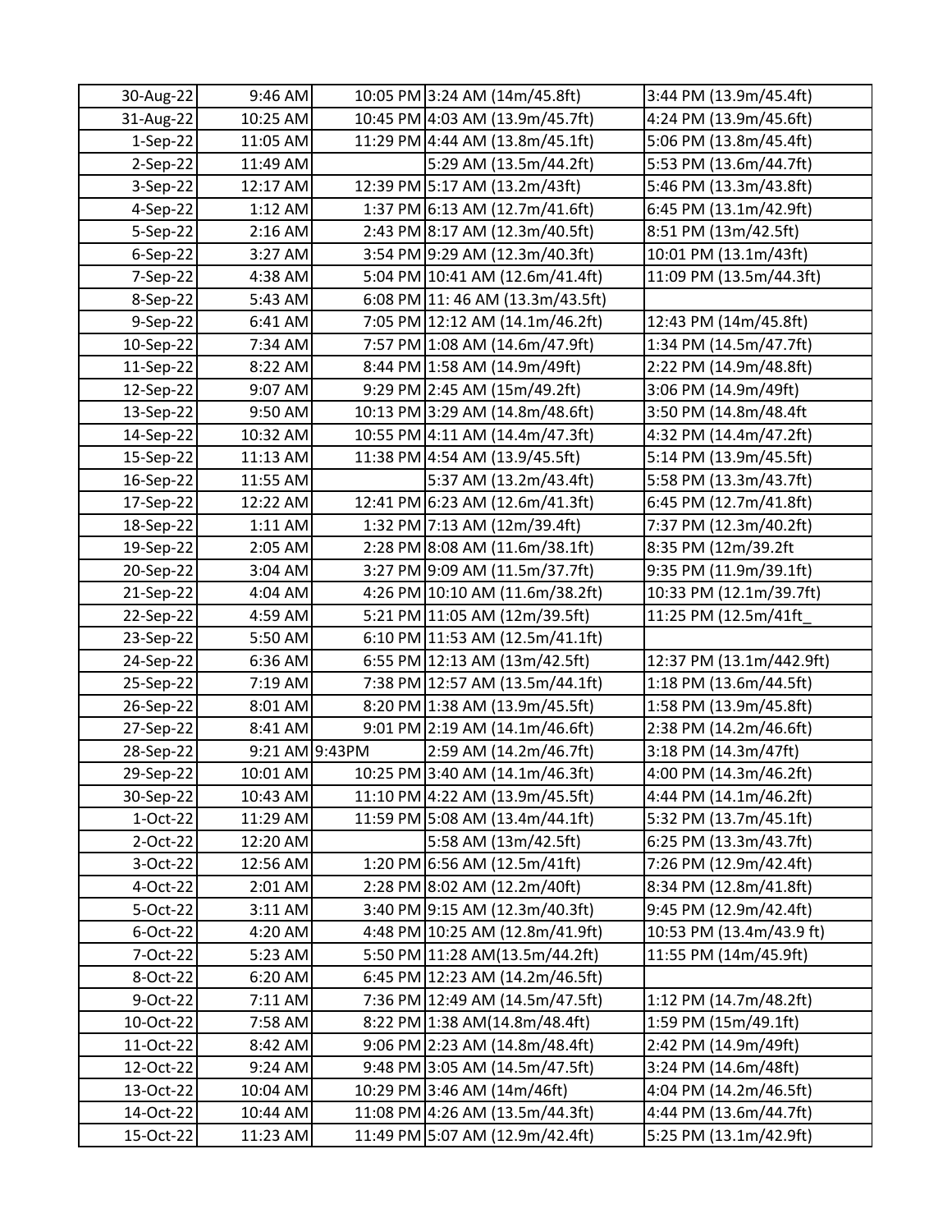| | | | | |
|---|---|---|---|---|
| 30-Aug-22 | 9:46 AM | 10:05 PM | 3:24 AM (14m/45.8ft) | 3:44 PM (13.9m/45.4ft) |
| 31-Aug-22 | 10:25 AM | 10:45 PM | 4:03 AM (13.9m/45.7ft) | 4:24 PM (13.9m/45.6ft) |
| 1-Sep-22 | 11:05 AM | 11:29 PM | 4:44 AM (13.8m/45.1ft) | 5:06 PM (13.8m/45.4ft) |
| 2-Sep-22 | 11:49 AM | | 5:29 AM (13.5m/44.2ft) | 5:53 PM (13.6m/44.7ft) |
| 3-Sep-22 | 12:17 AM | 12:39 PM | 5:17 AM (13.2m/43ft) | 5:46 PM (13.3m/43.8ft) |
| 4-Sep-22 | 1:12 AM | 1:37 PM | 6:13 AM (12.7m/41.6ft) | 6:45 PM (13.1m/42.9ft) |
| 5-Sep-22 | 2:16 AM | 2:43 PM | 8:17 AM (12.3m/40.5ft) | 8:51 PM (13m/42.5ft) |
| 6-Sep-22 | 3:27 AM | 3:54 PM | 9:29 AM (12.3m/40.3ft) | 10:01 PM (13.1m/43ft) |
| 7-Sep-22 | 4:38 AM | 5:04 PM | 10:41 AM (12.6m/41.4ft) | 11:09 PM (13.5m/44.3ft) |
| 8-Sep-22 | 5:43 AM | 6:08 PM | 11: 46 AM (13.3m/43.5ft) | |
| 9-Sep-22 | 6:41 AM | 7:05 PM | 12:12 AM (14.1m/46.2ft) | 12:43 PM (14m/45.8ft) |
| 10-Sep-22 | 7:34 AM | 7:57 PM | 1:08 AM (14.6m/47.9ft) | 1:34 PM (14.5m/47.7ft) |
| 11-Sep-22 | 8:22 AM | 8:44 PM | 1:58 AM (14.9m/49ft) | 2:22 PM (14.9m/48.8ft) |
| 12-Sep-22 | 9:07 AM | 9:29 PM | 2:45 AM (15m/49.2ft) | 3:06 PM (14.9m/49ft) |
| 13-Sep-22 | 9:50 AM | 10:13 PM | 3:29 AM (14.8m/48.6ft) | 3:50 PM (14.8m/48.4ft |
| 14-Sep-22 | 10:32 AM | 10:55 PM | 4:11 AM (14.4m/47.3ft) | 4:32 PM (14.4m/47.2ft) |
| 15-Sep-22 | 11:13 AM | 11:38 PM | 4:54 AM (13.9/45.5ft) | 5:14 PM (13.9m/45.5ft) |
| 16-Sep-22 | 11:55 AM | | 5:37 AM (13.2m/43.4ft) | 5:58 PM (13.3m/43.7ft) |
| 17-Sep-22 | 12:22 AM | 12:41 PM | 6:23 AM (12.6m/41.3ft) | 6:45 PM (12.7m/41.8ft) |
| 18-Sep-22 | 1:11 AM | 1:32 PM | 7:13 AM (12m/39.4ft) | 7:37 PM (12.3m/40.2ft) |
| 19-Sep-22 | 2:05 AM | 2:28 PM | 8:08 AM (11.6m/38.1ft) | 8:35 PM (12m/39.2ft |
| 20-Sep-22 | 3:04 AM | 3:27 PM | 9:09 AM (11.5m/37.7ft) | 9:35 PM (11.9m/39.1ft) |
| 21-Sep-22 | 4:04 AM | 4:26 PM | 10:10 AM (11.6m/38.2ft) | 10:33 PM (12.1m/39.7ft) |
| 22-Sep-22 | 4:59 AM | 5:21 PM | 11:05 AM (12m/39.5ft) | 11:25 PM (12.5m/41ft_ |
| 23-Sep-22 | 5:50 AM | 6:10 PM | 11:53 AM (12.5m/41.1ft) | |
| 24-Sep-22 | 6:36 AM | 6:55 PM | 12:13 AM (13m/42.5ft) | 12:37 PM (13.1m/442.9ft) |
| 25-Sep-22 | 7:19 AM | 7:38 PM | 12:57 AM (13.5m/44.1ft) | 1:18 PM (13.6m/44.5ft) |
| 26-Sep-22 | 8:01 AM | 8:20 PM | 1:38 AM (13.9m/45.5ft) | 1:58 PM (13.9m/45.8ft) |
| 27-Sep-22 | 8:41 AM | 9:01 PM | 2:19 AM (14.1m/46.6ft) | 2:38 PM (14.2m/46.6ft) |
| 28-Sep-22 | 9:21 AM | 9:43PM | 2:59 AM (14.2m/46.7ft) | 3:18 PM (14.3m/47ft) |
| 29-Sep-22 | 10:01 AM | 10:25 PM | 3:40 AM (14.1m/46.3ft) | 4:00 PM (14.3m/46.2ft) |
| 30-Sep-22 | 10:43 AM | 11:10 PM | 4:22 AM (13.9m/45.5ft) | 4:44 PM (14.1m/46.2ft) |
| 1-Oct-22 | 11:29 AM | 11:59 PM | 5:08 AM (13.4m/44.1ft) | 5:32 PM (13.7m/45.1ft) |
| 2-Oct-22 | 12:20 AM | | 5:58 AM (13m/42.5ft) | 6:25 PM (13.3m/43.7ft) |
| 3-Oct-22 | 12:56 AM | 1:20 PM | 6:56 AM (12.5m/41ft) | 7:26 PM (12.9m/42.4ft) |
| 4-Oct-22 | 2:01 AM | 2:28 PM | 8:02 AM (12.2m/40ft) | 8:34 PM (12.8m/41.8ft) |
| 5-Oct-22 | 3:11 AM | 3:40 PM | 9:15 AM (12.3m/40.3ft) | 9:45 PM (12.9m/42.4ft) |
| 6-Oct-22 | 4:20 AM | 4:48 PM | 10:25 AM (12.8m/41.9ft) | 10:53 PM (13.4m/43.9 ft) |
| 7-Oct-22 | 5:23 AM | 5:50 PM | 11:28 AM(13.5m/44.2ft) | 11:55 PM (14m/45.9ft) |
| 8-Oct-22 | 6:20 AM | 6:45 PM | 12:23 AM (14.2m/46.5ft) | |
| 9-Oct-22 | 7:11 AM | 7:36 PM | 12:49 AM (14.5m/47.5ft) | 1:12 PM (14.7m/48.2ft) |
| 10-Oct-22 | 7:58 AM | 8:22 PM | 1:38 AM(14.8m/48.4ft) | 1:59 PM (15m/49.1ft) |
| 11-Oct-22 | 8:42 AM | 9:06 PM | 2:23 AM (14.8m/48.4ft) | 2:42 PM (14.9m/49ft) |
| 12-Oct-22 | 9:24 AM | 9:48 PM | 3:05 AM (14.5m/47.5ft) | 3:24 PM (14.6m/48ft) |
| 13-Oct-22 | 10:04 AM | 10:29 PM | 3:46 AM (14m/46ft) | 4:04 PM (14.2m/46.5ft) |
| 14-Oct-22 | 10:44 AM | 11:08 PM | 4:26 AM (13.5m/44.3ft) | 4:44 PM (13.6m/44.7ft) |
| 15-Oct-22 | 11:23 AM | 11:49 PM | 5:07 AM (12.9m/42.4ft) | 5:25 PM (13.1m/42.9ft) |